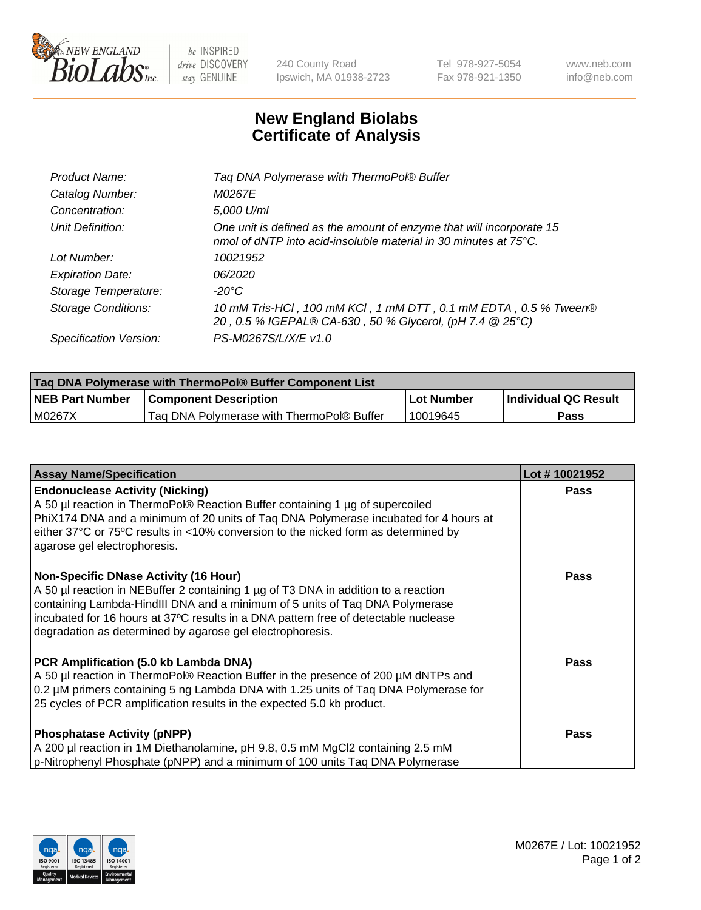New England BioLabs Inc. — be INSPIRED drive DISCOVERY stay GENUINE

240 County Road
Ipswich, MA 01938-2723

Tel 978-927-5054
Fax 978-921-1350

www.neb.com
info@neb.com

# New England Biolabs Certificate of Analysis

| | |
|---|---|
| *Product Name:* | *Taq DNA Polymerase with ThermoPol® Buffer* |
| *Catalog Number:* | *M0267E* |
| *Concentration:* | *5,000 U/ml* |
| *Unit Definition:* | *One unit is defined as the amount of enzyme that will incorporate 15 nmol of dNTP into acid-insoluble material in 30 minutes at 75°C.* |
| *Lot Number:* | *10021952* |
| *Expiration Date:* | *06/2020* |
| *Storage Temperature:* | *-20°C* |
| *Storage Conditions:* | *10 mM Tris-HCl , 100 mM KCl , 1 mM DTT , 0.1 mM EDTA , 0.5 % Tween® 20 , 0.5 % IGEPAL® CA-630 , 50 % Glycerol, (pH 7.4 @ 25°C)* |
| *Specification Version:* | *PS-M0267S/L/X/E v1.0* |

| Taq DNA Polymerase with ThermoPol® Buffer Component List | | | |
|---|---|---|---|
| **NEB Part Number** | **Component Description** | **Lot Number** | **Individual QC Result** |
| M0267X | Taq DNA Polymerase with ThermoPol® Buffer | 10019645 | **Pass** |

| Assay Name/Specification | Lot # 10021952 |
|---|---|
| **Endonuclease Activity (Nicking)**<br>A 50 µl reaction in ThermoPol® Reaction Buffer containing 1 µg of supercoiled PhiX174 DNA and a minimum of 20 units of Taq DNA Polymerase incubated for 4 hours at either 37°C or 75ºC results in <10% conversion to the nicked form as determined by agarose gel electrophoresis. | **Pass** |
| **Non-Specific DNase Activity (16 Hour)**<br>A 50 µl reaction in NEBuffer 2 containing 1 µg of T3 DNA in addition to a reaction containing Lambda-HindIII DNA and a minimum of 5 units of Taq DNA Polymerase incubated for 16 hours at 37ºC results in a DNA pattern free of detectable nuclease degradation as determined by agarose gel electrophoresis. | **Pass** |
| **PCR Amplification (5.0 kb Lambda DNA)**<br>A 50 µl reaction in ThermoPol® Reaction Buffer in the presence of 200 µM dNTPs and 0.2 µM primers containing 5 ng Lambda DNA with 1.25 units of Taq DNA Polymerase for 25 cycles of PCR amplification results in the expected 5.0 kb product. | **Pass** |
| **Phosphatase Activity (pNPP)**<br>A 200 µl reaction in 1M Diethanolamine, pH 9.8, 0.5 mM $MgCl_2$ containing 2.5 mM p-Nitrophenyl Phosphate (pNPP) and a minimum of 100 units Taq DNA Polymerase | **Pass** |

M0267E / Lot: 10021952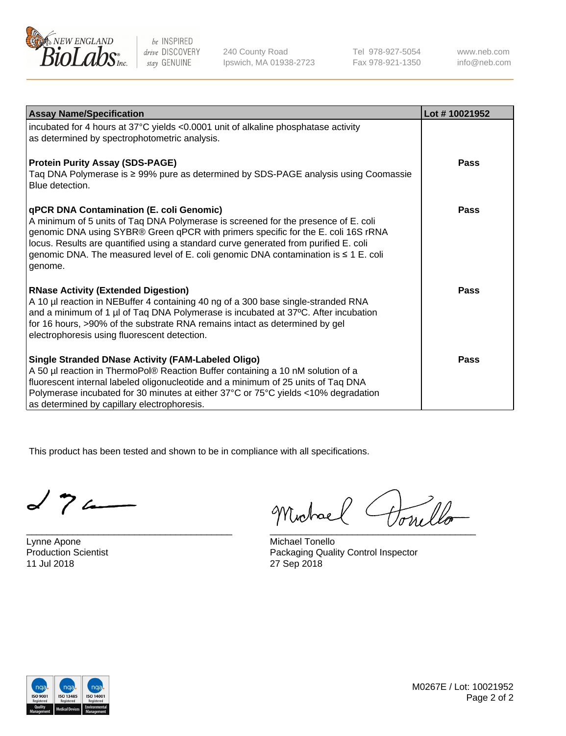| Assay Name/Specification | Lot # 10021952 |
| --- | --- |
| incubated for 4 hours at 37°C yields <0.0001 unit of alkaline phosphatase activity as determined by spectrophotometric analysis. | |
| **Protein Purity Assay (SDS-PAGE)**<br>Taq DNA Polymerase is ≥ 99% pure as determined by SDS-PAGE analysis using Coomassie Blue detection. | **Pass** |
| **qPCR DNA Contamination (E. coli Genomic)**<br>A minimum of 5 units of Taq DNA Polymerase is screened for the presence of E. coli genomic DNA using SYBR® Green qPCR with primers specific for the E. coli 16S rRNA locus. Results are quantified using a standard curve generated from purified E. coli genomic DNA. The measured level of E. coli genomic DNA contamination is ≤ 1 E. coli genome. | **Pass** |
| **RNase Activity (Extended Digestion)**<br>A 10 µl reaction in NEBuffer 4 containing 40 ng of a 300 base single-stranded RNA and a minimum of 1 µl of Taq DNA Polymerase is incubated at 37ºC. After incubation for 16 hours, >90% of the substrate RNA remains intact as determined by gel electrophoresis using fluorescent detection. | **Pass** |
| **Single Stranded DNase Activity (FAM-Labeled Oligo)**<br>A 50 µl reaction in ThermoPol® Reaction Buffer containing a 10 nM solution of a fluorescent internal labeled oligonucleotide and a minimum of 25 units of Taq DNA Polymerase incubated for 30 minutes at either 37°C or 75°C yields <10% degradation as determined by capillary electrophoresis. | **Pass** |

This product has been tested and shown to be in compliance with all specifications.

Lynne Apone
Production Scientist
11 Jul 2018

Michael Tonello
Packaging Quality Control Inspector
27 Sep 2018

M0267E / Lot: 10021952